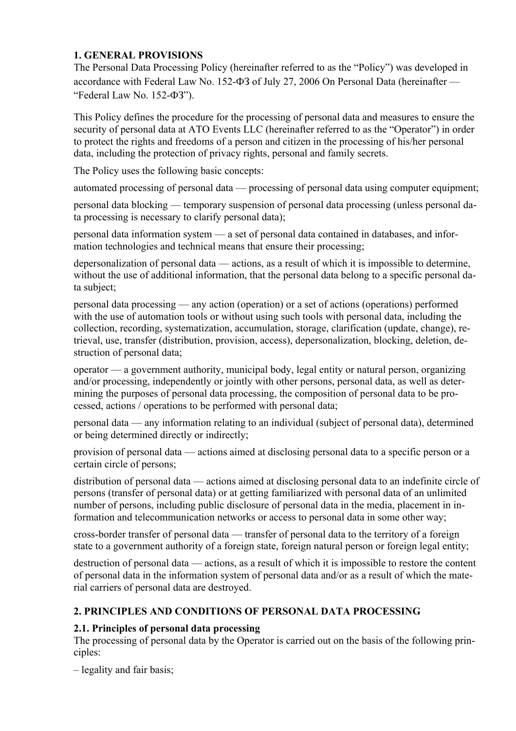## 1. GENERAL PROVISIONS

The Personal Data Processing Policy (hereinafter referred to as the "Policy") was developed in accordance with Federal Law No. 152-ФЗ of July 27, 2006 On Personal Data (hereinafter — "Federal Law No. 152-ФЗ").

This Policy defines the procedure for the processing of personal data and measures to ensure the security of personal data at ATO Events LLC (hereinafter referred to as the "Operator") in order to protect the rights and freedoms of a person and citizen in the processing of his/her personal data, including the protection of privacy rights, personal and family secrets.

The Policy uses the following basic concepts:

automated processing of personal data — processing of personal data using computer equipment;

personal data blocking — temporary suspension of personal data processing (unless personal data processing is necessary to clarify personal data);

personal data information system — a set of personal data contained in databases, and information technologies and technical means that ensure their processing;

depersonalization of personal data — actions, as a result of which it is impossible to determine, without the use of additional information, that the personal data belong to a specific personal data subject;

personal data processing — any action (operation) or a set of actions (operations) performed with the use of automation tools or without using such tools with personal data, including the collection, recording, systematization, accumulation, storage, clarification (update, change), retrieval, use, transfer (distribution, provision, access), depersonalization, blocking, deletion, destruction of personal data;

operator — a government authority, municipal body, legal entity or natural person, organizing and/or processing, independently or jointly with other persons, personal data, as well as determining the purposes of personal data processing, the composition of personal data to be processed, actions / operations to be performed with personal data;

personal data — any information relating to an individual (subject of personal data), determined or being determined directly or indirectly;

provision of personal data — actions aimed at disclosing personal data to a specific person or a certain circle of persons;

distribution of personal data — actions aimed at disclosing personal data to an indefinite circle of persons (transfer of personal data) or at getting familiarized with personal data of an unlimited number of persons, including public disclosure of personal data in the media, placement in information and telecommunication networks or access to personal data in some other way;

cross-border transfer of personal data — transfer of personal data to the territory of a foreign state to a government authority of a foreign state, foreign natural person or foreign legal entity;

destruction of personal data — actions, as a result of which it is impossible to restore the content of personal data in the information system of personal data and/or as a result of which the material carriers of personal data are destroyed.

## 2. PRINCIPLES AND CONDITIONS OF PERSONAL DATA PROCESSING

### 2.1. Principles of personal data processing

The processing of personal data by the Operator is carried out on the basis of the following principles:

– legality and fair basis;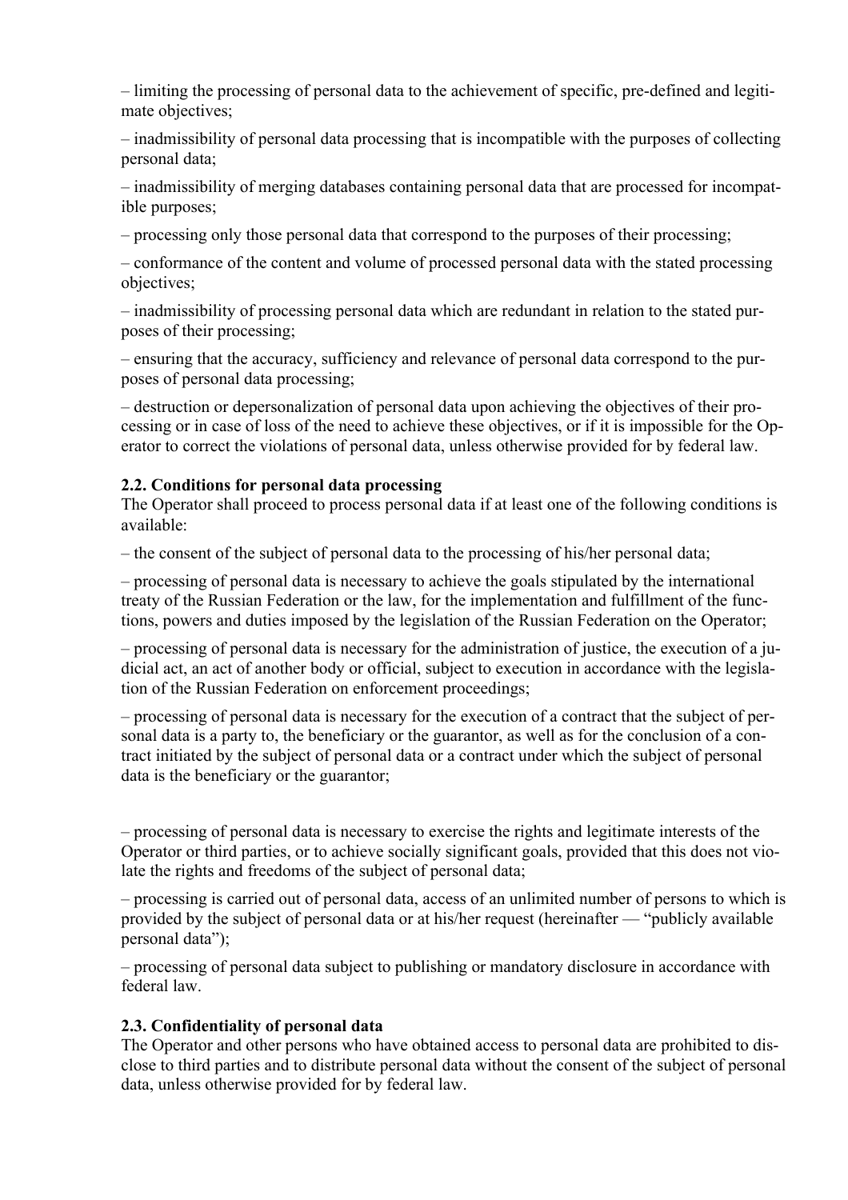– limiting the processing of personal data to the achievement of specific, pre-defined and legitimate objectives;

– inadmissibility of personal data processing that is incompatible with the purposes of collecting personal data;

– inadmissibility of merging databases containing personal data that are processed for incompatible purposes;

– processing only those personal data that correspond to the purposes of their processing;

– conformance of the content and volume of processed personal data with the stated processing objectives;

– inadmissibility of processing personal data which are redundant in relation to the stated purposes of their processing;

– ensuring that the accuracy, sufficiency and relevance of personal data correspond to the purposes of personal data processing;

– destruction or depersonalization of personal data upon achieving the objectives of their processing or in case of loss of the need to achieve these objectives, or if it is impossible for the Operator to correct the violations of personal data, unless otherwise provided for by federal law.

**2.2. Conditions for personal data processing**

The Operator shall proceed to process personal data if at least one of the following conditions is available:

– the consent of the subject of personal data to the processing of his/her personal data;

– processing of personal data is necessary to achieve the goals stipulated by the international treaty of the Russian Federation or the law, for the implementation and fulfillment of the functions, powers and duties imposed by the legislation of the Russian Federation on the Operator;

– processing of personal data is necessary for the administration of justice, the execution of a judicial act, an act of another body or official, subject to execution in accordance with the legislation of the Russian Federation on enforcement proceedings;

– processing of personal data is necessary for the execution of a contract that the subject of personal data is a party to, the beneficiary or the guarantor, as well as for the conclusion of a contract initiated by the subject of personal data or a contract under which the subject of personal data is the beneficiary or the guarantor;

– processing of personal data is necessary to exercise the rights and legitimate interests of the Operator or third parties, or to achieve socially significant goals, provided that this does not violate the rights and freedoms of the subject of personal data;

– processing is carried out of personal data, access of an unlimited number of persons to which is provided by the subject of personal data or at his/her request (hereinafter — "publicly available personal data");

– processing of personal data subject to publishing or mandatory disclosure in accordance with federal law.

**2.3. Confidentiality of personal data**

The Operator and other persons who have obtained access to personal data are prohibited to disclose to third parties and to distribute personal data without the consent of the subject of personal data, unless otherwise provided for by federal law.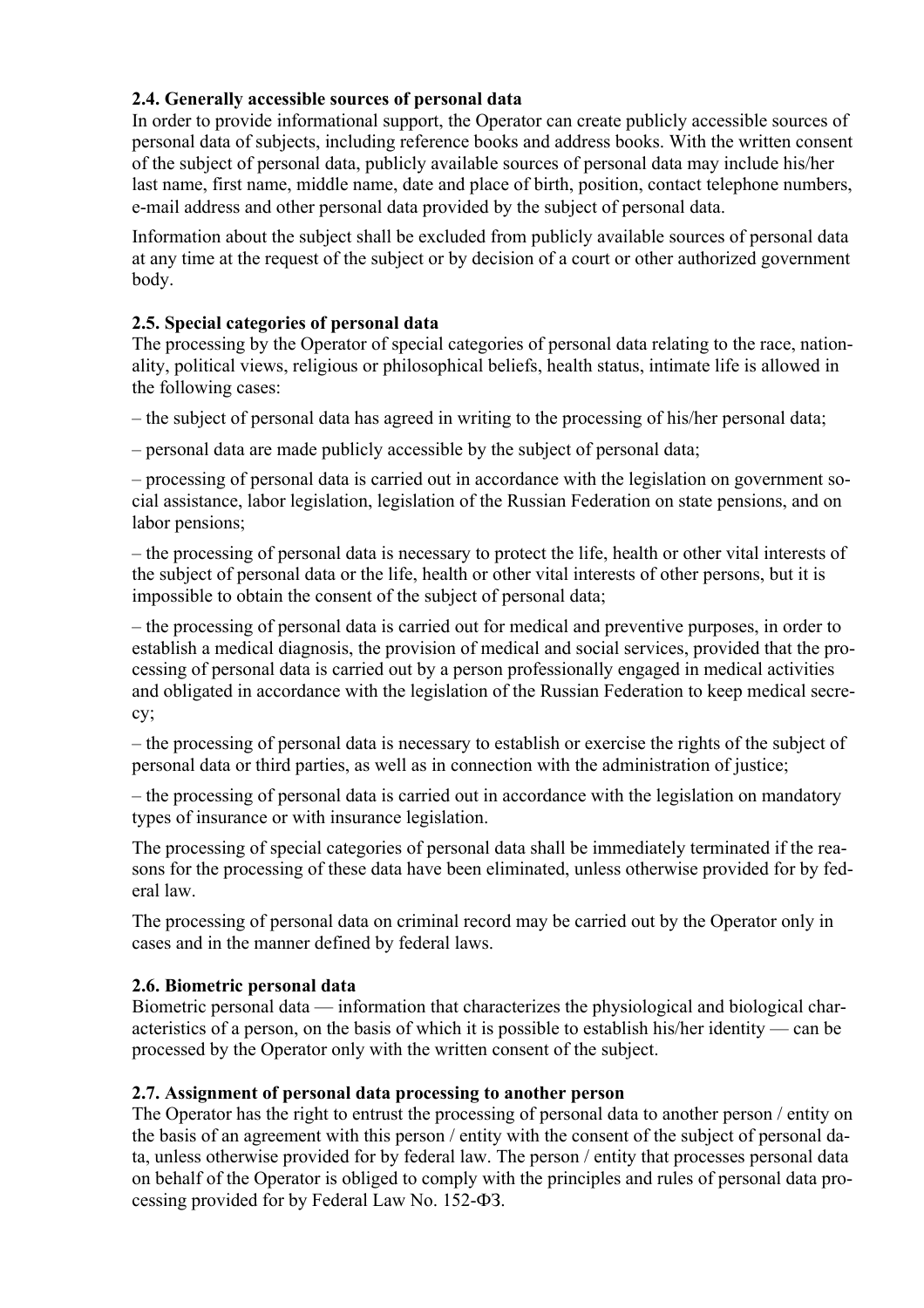### 2.4. Generally accessible sources of personal data

In order to provide informational support, the Operator can create publicly accessible sources of personal data of subjects, including reference books and address books. With the written consent of the subject of personal data, publicly available sources of personal data may include his/her last name, first name, middle name, date and place of birth, position, contact telephone numbers, e-mail address and other personal data provided by the subject of personal data.

Information about the subject shall be excluded from publicly available sources of personal data at any time at the request of the subject or by decision of a court or other authorized government body.

### 2.5. Special categories of personal data

The processing by the Operator of special categories of personal data relating to the race, nationality, political views, religious or philosophical beliefs, health status, intimate life is allowed in the following cases:

– the subject of personal data has agreed in writing to the processing of his/her personal data;

– personal data are made publicly accessible by the subject of personal data;

– processing of personal data is carried out in accordance with the legislation on government social assistance, labor legislation, legislation of the Russian Federation on state pensions, and on labor pensions;

– the processing of personal data is necessary to protect the life, health or other vital interests of the subject of personal data or the life, health or other vital interests of other persons, but it is impossible to obtain the consent of the subject of personal data;

– the processing of personal data is carried out for medical and preventive purposes, in order to establish a medical diagnosis, the provision of medical and social services, provided that the processing of personal data is carried out by a person professionally engaged in medical activities and obligated in accordance with the legislation of the Russian Federation to keep medical secrecy;

– the processing of personal data is necessary to establish or exercise the rights of the subject of personal data or third parties, as well as in connection with the administration of justice;

– the processing of personal data is carried out in accordance with the legislation on mandatory types of insurance or with insurance legislation.

The processing of special categories of personal data shall be immediately terminated if the reasons for the processing of these data have been eliminated, unless otherwise provided for by federal law.

The processing of personal data on criminal record may be carried out by the Operator only in cases and in the manner defined by federal laws.

### 2.6. Biometric personal data

Biometric personal data — information that characterizes the physiological and biological characteristics of a person, on the basis of which it is possible to establish his/her identity — can be processed by the Operator only with the written consent of the subject.

### 2.7. Assignment of personal data processing to another person

The Operator has the right to entrust the processing of personal data to another person / entity on the basis of an agreement with this person / entity with the consent of the subject of personal data, unless otherwise provided for by federal law. The person / entity that processes personal data on behalf of the Operator is obliged to comply with the principles and rules of personal data processing provided for by Federal Law No. 152-ФЗ.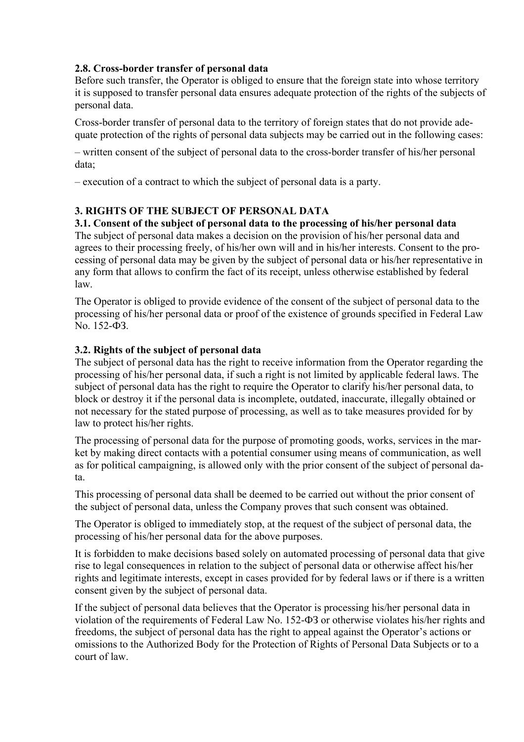### 2.8. Cross-border transfer of personal data

Before such transfer, the Operator is obliged to ensure that the foreign state into whose territory it is supposed to transfer personal data ensures adequate protection of the rights of the subjects of personal data.

Cross-border transfer of personal data to the territory of foreign states that do not provide adequate protection of the rights of personal data subjects may be carried out in the following cases:

– written consent of the subject of personal data to the cross-border transfer of his/her personal data;

– execution of a contract to which the subject of personal data is a party.

## 3. RIGHTS OF THE SUBJECT OF PERSONAL DATA

### 3.1. Consent of the subject of personal data to the processing of his/her personal data

The subject of personal data makes a decision on the provision of his/her personal data and agrees to their processing freely, of his/her own will and in his/her interests. Consent to the processing of personal data may be given by the subject of personal data or his/her representative in any form that allows to confirm the fact of its receipt, unless otherwise established by federal law.

The Operator is obliged to provide evidence of the consent of the subject of personal data to the processing of his/her personal data or proof of the existence of grounds specified in Federal Law No. 152-ФЗ.

### 3.2. Rights of the subject of personal data

The subject of personal data has the right to receive information from the Operator regarding the processing of his/her personal data, if such a right is not limited by applicable federal laws. The subject of personal data has the right to require the Operator to clarify his/her personal data, to block or destroy it if the personal data is incomplete, outdated, inaccurate, illegally obtained or not necessary for the stated purpose of processing, as well as to take measures provided for by law to protect his/her rights.

The processing of personal data for the purpose of promoting goods, works, services in the market by making direct contacts with a potential consumer using means of communication, as well as for political campaigning, is allowed only with the prior consent of the subject of personal data.

This processing of personal data shall be deemed to be carried out without the prior consent of the subject of personal data, unless the Company proves that such consent was obtained.

The Operator is obliged to immediately stop, at the request of the subject of personal data, the processing of his/her personal data for the above purposes.

It is forbidden to make decisions based solely on automated processing of personal data that give rise to legal consequences in relation to the subject of personal data or otherwise affect his/her rights and legitimate interests, except in cases provided for by federal laws or if there is a written consent given by the subject of personal data.

If the subject of personal data believes that the Operator is processing his/her personal data in violation of the requirements of Federal Law No. 152-ФЗ or otherwise violates his/her rights and freedoms, the subject of personal data has the right to appeal against the Operator's actions or omissions to the Authorized Body for the Protection of Rights of Personal Data Subjects or to a court of law.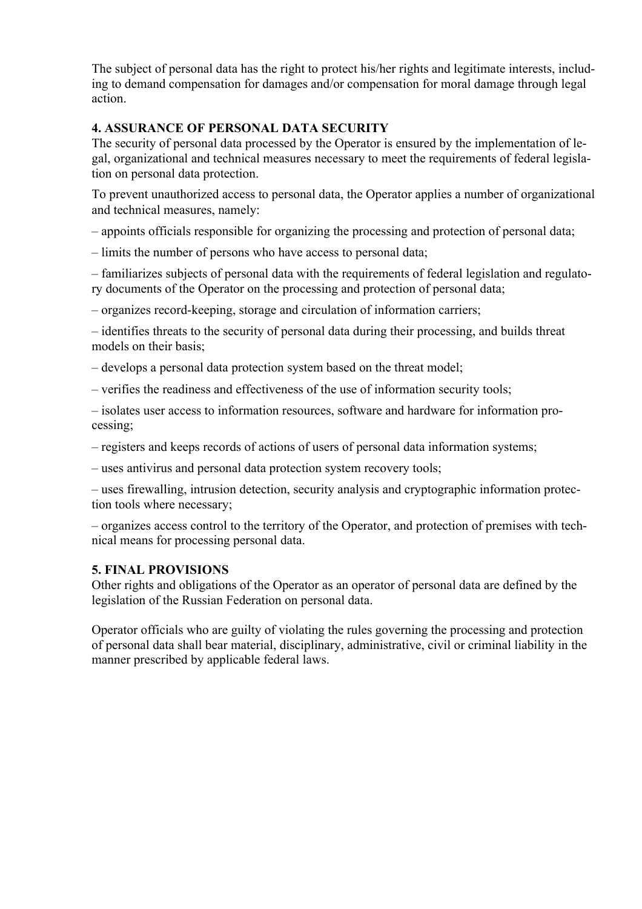The subject of personal data has the right to protect his/her rights and legitimate interests, including to demand compensation for damages and/or compensation for moral damage through legal action.

## 4. ASSURANCE OF PERSONAL DATA SECURITY

The security of personal data processed by the Operator is ensured by the implementation of legal, organizational and technical measures necessary to meet the requirements of federal legislation on personal data protection.

To prevent unauthorized access to personal data, the Operator applies a number of organizational and technical measures, namely:

– appoints officials responsible for organizing the processing and protection of personal data;

– limits the number of persons who have access to personal data;

– familiarizes subjects of personal data with the requirements of federal legislation and regulatory documents of the Operator on the processing and protection of personal data;

– organizes record-keeping, storage and circulation of information carriers;

– identifies threats to the security of personal data during their processing, and builds threat models on their basis;

– develops a personal data protection system based on the threat model;

– verifies the readiness and effectiveness of the use of information security tools;

– isolates user access to information resources, software and hardware for information processing;

– registers and keeps records of actions of users of personal data information systems;

– uses antivirus and personal data protection system recovery tools;

– uses firewalling, intrusion detection, security analysis and cryptographic information protection tools where necessary;

– organizes access control to the territory of the Operator, and protection of premises with technical means for processing personal data.

## 5. FINAL PROVISIONS

Other rights and obligations of the Operator as an operator of personal data are defined by the legislation of the Russian Federation on personal data.

Operator officials who are guilty of violating the rules governing the processing and protection of personal data shall bear material, disciplinary, administrative, civil or criminal liability in the manner prescribed by applicable federal laws.